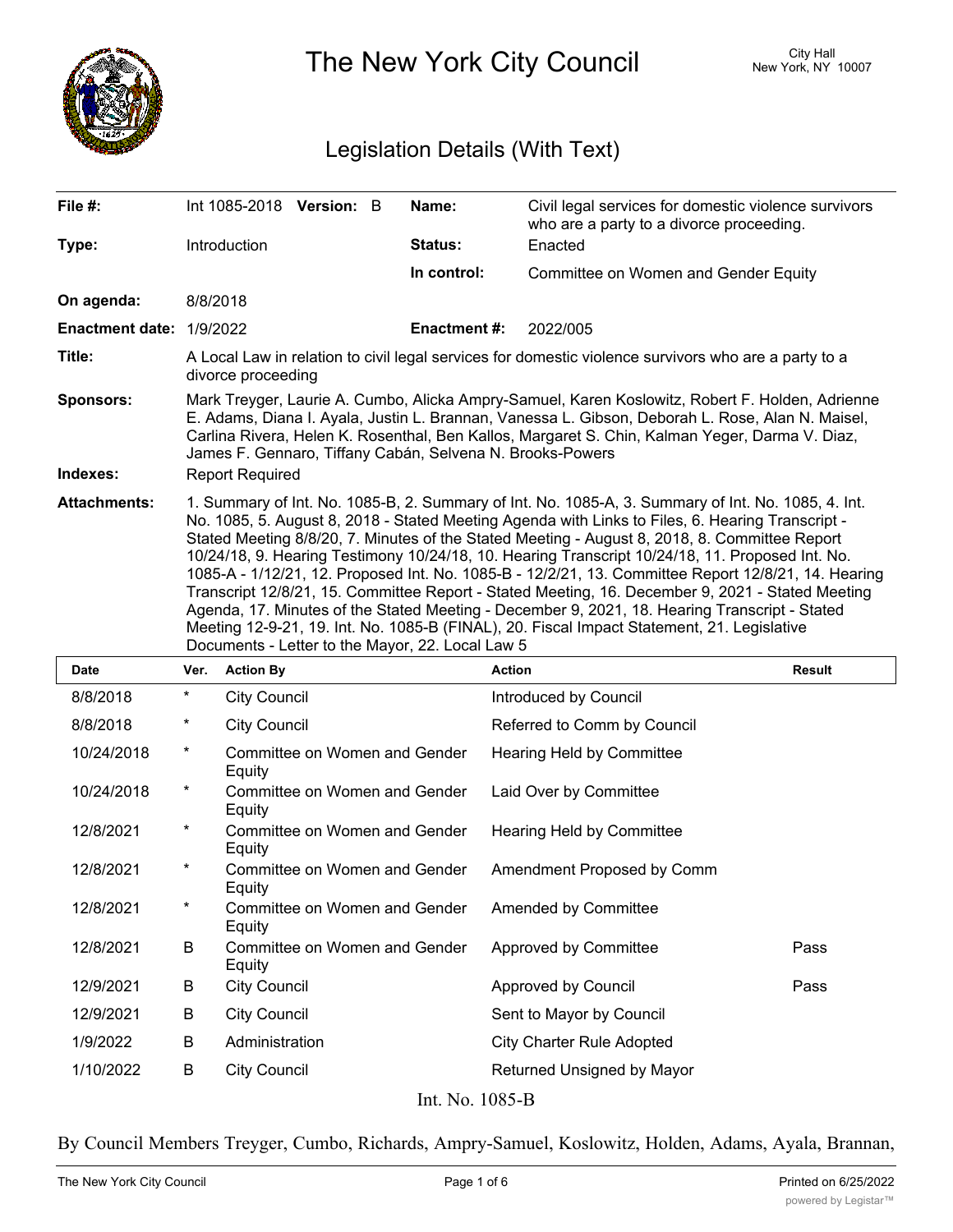# The New York City Council

City Hall
New York, NY 10007

## Legislation Details (With Text)

| | | | |
|---|---|---|---|
| **File #:** | Int 1085-2018 **Version:** B | **Name:** | Civil legal services for domestic violence survivors who are a party to a divorce proceeding. |
| **Type:** | Introduction | **Status:** | Enacted |
| | | **In control:** | Committee on Women and Gender Equity |
| **On agenda:** | 8/8/2018 | | |
| **Enactment date:** | 1/9/2022 | **Enactment #:** | 2022/005 |

**Title:** A Local Law in relation to civil legal services for domestic violence survivors who are a party to a divorce proceeding

**Sponsors:** Mark Treyger, Laurie A. Cumbo, Alicka Ampry-Samuel, Karen Koslowitz, Robert F. Holden, Adrienne E. Adams, Diana I. Ayala, Justin L. Brannan, Vanessa L. Gibson, Deborah L. Rose, Alan N. Maisel, Carlina Rivera, Helen K. Rosenthal, Ben Kallos, Margaret S. Chin, Kalman Yeger, Darma V. Diaz, James F. Gennaro, Tiffany Cabán, Selvena N. Brooks-Powers

**Indexes:** Report Required

**Attachments:** 1. Summary of Int. No. 1085-B, 2. Summary of Int. No. 1085-A, 3. Summary of Int. No. 1085, 4. Int. No. 1085, 5. August 8, 2018 - Stated Meeting Agenda with Links to Files, 6. Hearing Transcript - Stated Meeting 8/8/20, 7. Minutes of the Stated Meeting - August 8, 2018, 8. Committee Report 10/24/18, 9. Hearing Testimony 10/24/18, 10. Hearing Transcript 10/24/18, 11. Proposed Int. No. 1085-A - 1/12/21, 12. Proposed Int. No. 1085-B - 12/2/21, 13. Committee Report 12/8/21, 14. Hearing Transcript 12/8/21, 15. Committee Report - Stated Meeting, 16. December 9, 2021 - Stated Meeting Agenda, 17. Minutes of the Stated Meeting - December 9, 2021, 18. Hearing Transcript - Stated Meeting 12-9-21, 19. Int. No. 1085-B (FINAL), 20. Fiscal Impact Statement, 21. Legislative Documents - Letter to the Mayor, 22. Local Law 5

| Date | Ver. | Action By | Action | Result |
|---|---|---|---|---|
| 8/8/2018 | * | City Council | Introduced by Council | |
| 8/8/2018 | * | City Council | Referred to Comm by Council | |
| 10/24/2018 | * | Committee on Women and Gender Equity | Hearing Held by Committee | |
| 10/24/2018 | * | Committee on Women and Gender Equity | Laid Over by Committee | |
| 12/8/2021 | * | Committee on Women and Gender Equity | Hearing Held by Committee | |
| 12/8/2021 | * | Committee on Women and Gender Equity | Amendment Proposed by Comm | |
| 12/8/2021 | * | Committee on Women and Gender Equity | Amended by Committee | |
| 12/8/2021 | B | Committee on Women and Gender Equity | Approved by Committee | Pass |
| 12/9/2021 | B | City Council | Approved by Council | Pass |
| 12/9/2021 | B | City Council | Sent to Mayor by Council | |
| 1/9/2022 | B | Administration | City Charter Rule Adopted | |
| 1/10/2022 | B | City Council | Returned Unsigned by Mayor | |

Int. No. 1085-B

By Council Members Treyger, Cumbo, Richards, Ampry-Samuel, Koslowitz, Holden, Adams, Ayala, Brannan,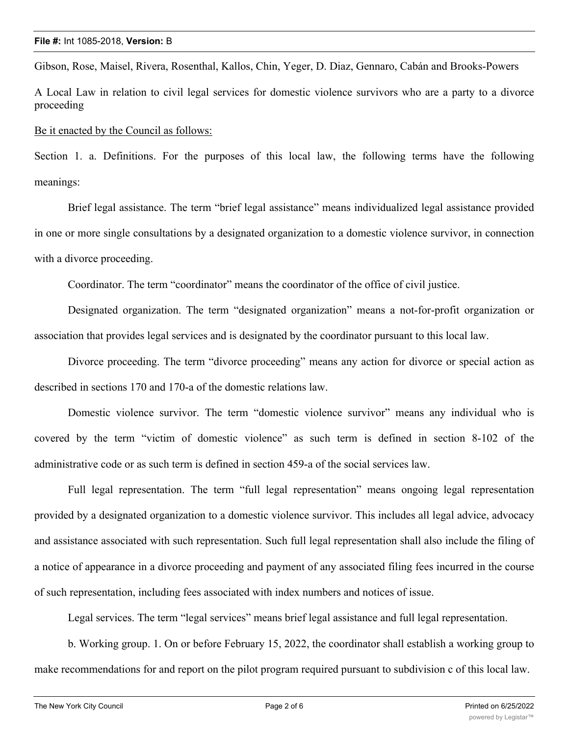Gibson, Rose, Maisel, Rivera, Rosenthal, Kallos, Chin, Yeger, D. Diaz, Gennaro, Cabán and Brooks-Powers

A Local Law in relation to civil legal services for domestic violence survivors who are a party to a divorce proceeding

Be it enacted by the Council as follows:

Section 1. a. Definitions. For the purposes of this local law, the following terms have the following meanings:

Brief legal assistance. The term "brief legal assistance" means individualized legal assistance provided in one or more single consultations by a designated organization to a domestic violence survivor, in connection with a divorce proceeding.

Coordinator. The term "coordinator" means the coordinator of the office of civil justice.

Designated organization. The term "designated organization" means a not-for-profit organization or association that provides legal services and is designated by the coordinator pursuant to this local law.

Divorce proceeding. The term "divorce proceeding" means any action for divorce or special action as described in sections 170 and 170-a of the domestic relations law.

Domestic violence survivor. The term "domestic violence survivor" means any individual who is covered by the term "victim of domestic violence" as such term is defined in section 8-102 of the administrative code or as such term is defined in section 459-a of the social services law.

Full legal representation. The term "full legal representation" means ongoing legal representation provided by a designated organization to a domestic violence survivor. This includes all legal advice, advocacy and assistance associated with such representation. Such full legal representation shall also include the filing of a notice of appearance in a divorce proceeding and payment of any associated filing fees incurred in the course of such representation, including fees associated with index numbers and notices of issue.

Legal services. The term "legal services" means brief legal assistance and full legal representation.

b. Working group. 1. On or before February 15, 2022, the coordinator shall establish a working group to make recommendations for and report on the pilot program required pursuant to subdivision c of this local law.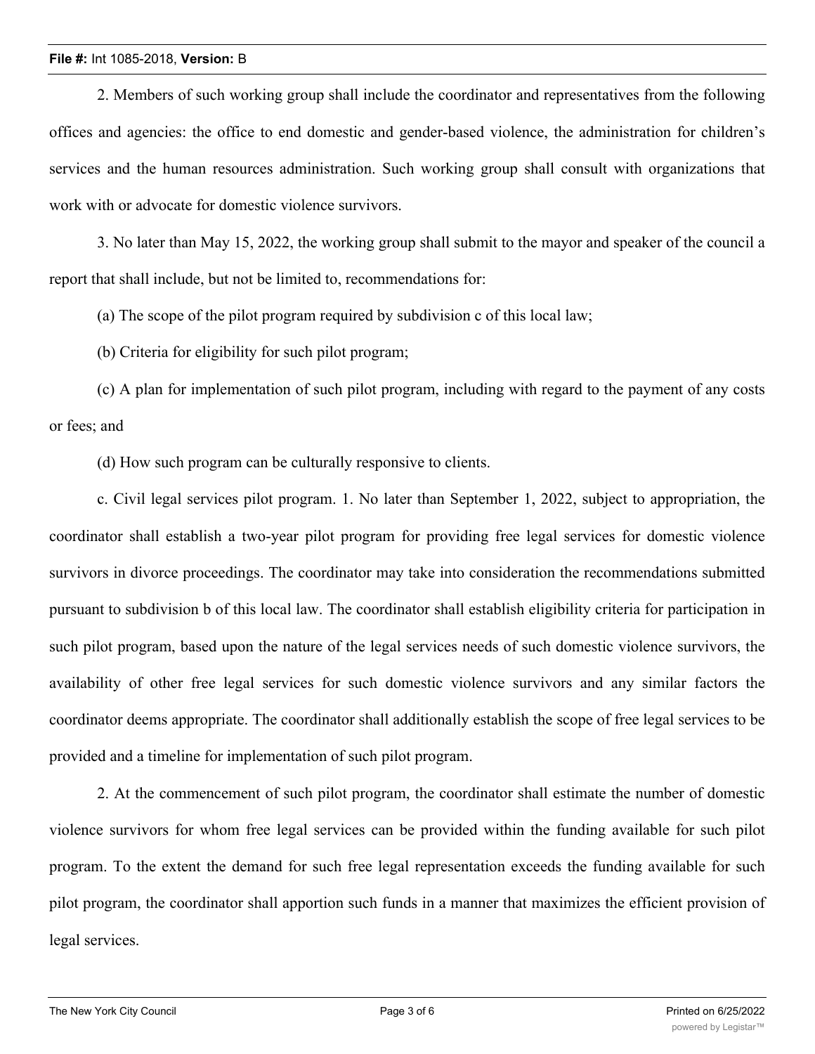2. Members of such working group shall include the coordinator and representatives from the following offices and agencies: the office to end domestic and gender-based violence, the administration for children's services and the human resources administration. Such working group shall consult with organizations that work with or advocate for domestic violence survivors.

3. No later than May 15, 2022, the working group shall submit to the mayor and speaker of the council a report that shall include, but not be limited to, recommendations for:

(a) The scope of the pilot program required by subdivision c of this local law;

(b) Criteria for eligibility for such pilot program;

(c) A plan for implementation of such pilot program, including with regard to the payment of any costs or fees; and

(d) How such program can be culturally responsive to clients.

c. Civil legal services pilot program. 1. No later than September 1, 2022, subject to appropriation, the coordinator shall establish a two-year pilot program for providing free legal services for domestic violence survivors in divorce proceedings. The coordinator may take into consideration the recommendations submitted pursuant to subdivision b of this local law. The coordinator shall establish eligibility criteria for participation in such pilot program, based upon the nature of the legal services needs of such domestic violence survivors, the availability of other free legal services for such domestic violence survivors and any similar factors the coordinator deems appropriate. The coordinator shall additionally establish the scope of free legal services to be provided and a timeline for implementation of such pilot program.

2. At the commencement of such pilot program, the coordinator shall estimate the number of domestic violence survivors for whom free legal services can be provided within the funding available for such pilot program. To the extent the demand for such free legal representation exceeds the funding available for such pilot program, the coordinator shall apportion such funds in a manner that maximizes the efficient provision of legal services.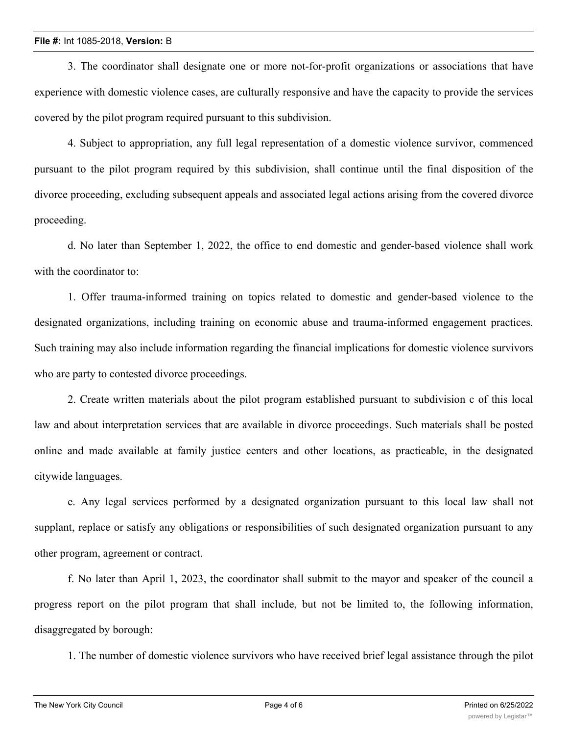3. The coordinator shall designate one or more not-for-profit organizations or associations that have experience with domestic violence cases, are culturally responsive and have the capacity to provide the services covered by the pilot program required pursuant to this subdivision.

4. Subject to appropriation, any full legal representation of a domestic violence survivor, commenced pursuant to the pilot program required by this subdivision, shall continue until the final disposition of the divorce proceeding, excluding subsequent appeals and associated legal actions arising from the covered divorce proceeding.

d. No later than September 1, 2022, the office to end domestic and gender-based violence shall work with the coordinator to:

1. Offer trauma-informed training on topics related to domestic and gender-based violence to the designated organizations, including training on economic abuse and trauma-informed engagement practices. Such training may also include information regarding the financial implications for domestic violence survivors who are party to contested divorce proceedings.

2. Create written materials about the pilot program established pursuant to subdivision c of this local law and about interpretation services that are available in divorce proceedings. Such materials shall be posted online and made available at family justice centers and other locations, as practicable, in the designated citywide languages.

e. Any legal services performed by a designated organization pursuant to this local law shall not supplant, replace or satisfy any obligations or responsibilities of such designated organization pursuant to any other program, agreement or contract.

f. No later than April 1, 2023, the coordinator shall submit to the mayor and speaker of the council a progress report on the pilot program that shall include, but not be limited to, the following information, disaggregated by borough:

1. The number of domestic violence survivors who have received brief legal assistance through the pilot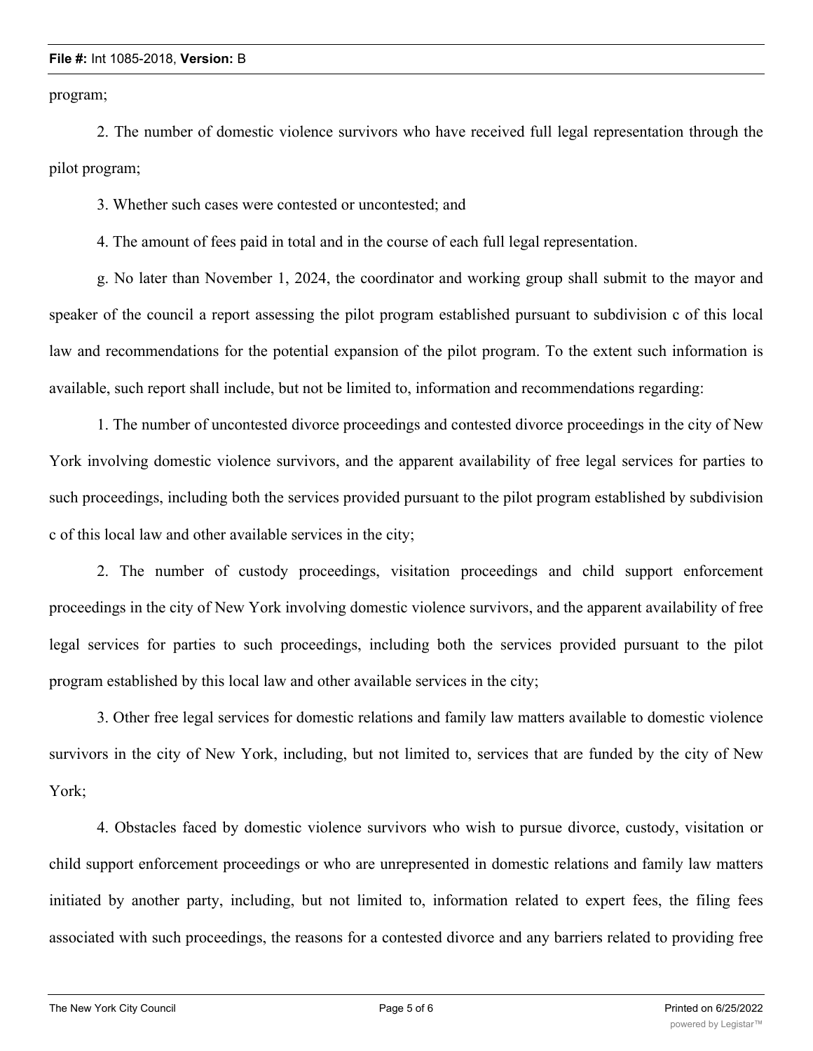program;

2. The number of domestic violence survivors who have received full legal representation through the pilot program;

3. Whether such cases were contested or uncontested; and

4. The amount of fees paid in total and in the course of each full legal representation.

g. No later than November 1, 2024, the coordinator and working group shall submit to the mayor and speaker of the council a report assessing the pilot program established pursuant to subdivision c of this local law and recommendations for the potential expansion of the pilot program. To the extent such information is available, such report shall include, but not be limited to, information and recommendations regarding:

1. The number of uncontested divorce proceedings and contested divorce proceedings in the city of New York involving domestic violence survivors, and the apparent availability of free legal services for parties to such proceedings, including both the services provided pursuant to the pilot program established by subdivision c of this local law and other available services in the city;

2. The number of custody proceedings, visitation proceedings and child support enforcement proceedings in the city of New York involving domestic violence survivors, and the apparent availability of free legal services for parties to such proceedings, including both the services provided pursuant to the pilot program established by this local law and other available services in the city;

3. Other free legal services for domestic relations and family law matters available to domestic violence survivors in the city of New York, including, but not limited to, services that are funded by the city of New York;

4. Obstacles faced by domestic violence survivors who wish to pursue divorce, custody, visitation or child support enforcement proceedings or who are unrepresented in domestic relations and family law matters initiated by another party, including, but not limited to, information related to expert fees, the filing fees associated with such proceedings, the reasons for a contested divorce and any barriers related to providing free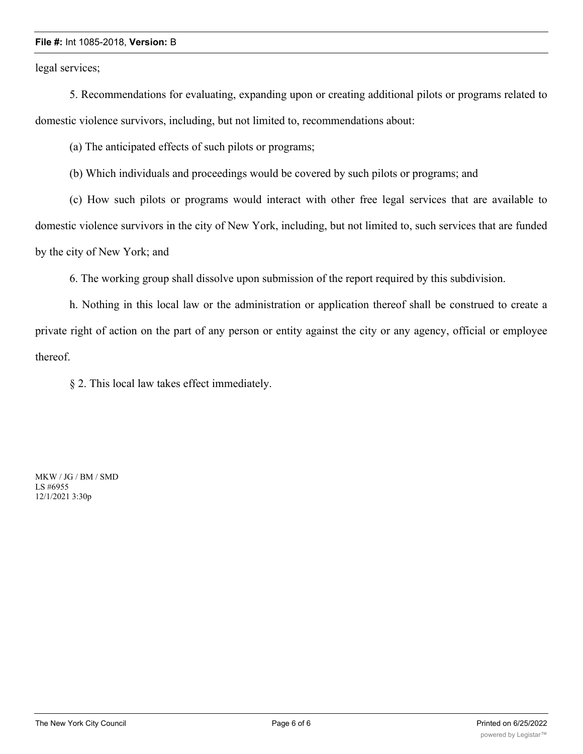legal services;

5. Recommendations for evaluating, expanding upon or creating additional pilots or programs related to domestic violence survivors, including, but not limited to, recommendations about:

(a) The anticipated effects of such pilots or programs;

(b) Which individuals and proceedings would be covered by such pilots or programs; and

(c) How such pilots or programs would interact with other free legal services that are available to domestic violence survivors in the city of New York, including, but not limited to, such services that are funded by the city of New York; and

6. The working group shall dissolve upon submission of the report required by this subdivision.

h. Nothing in this local law or the administration or application thereof shall be construed to create a private right of action on the part of any person or entity against the city or any agency, official or employee thereof.

§ 2. This local law takes effect immediately.

MKW / JG / BM / SMD
LS #6955
12/1/2021 3:30p